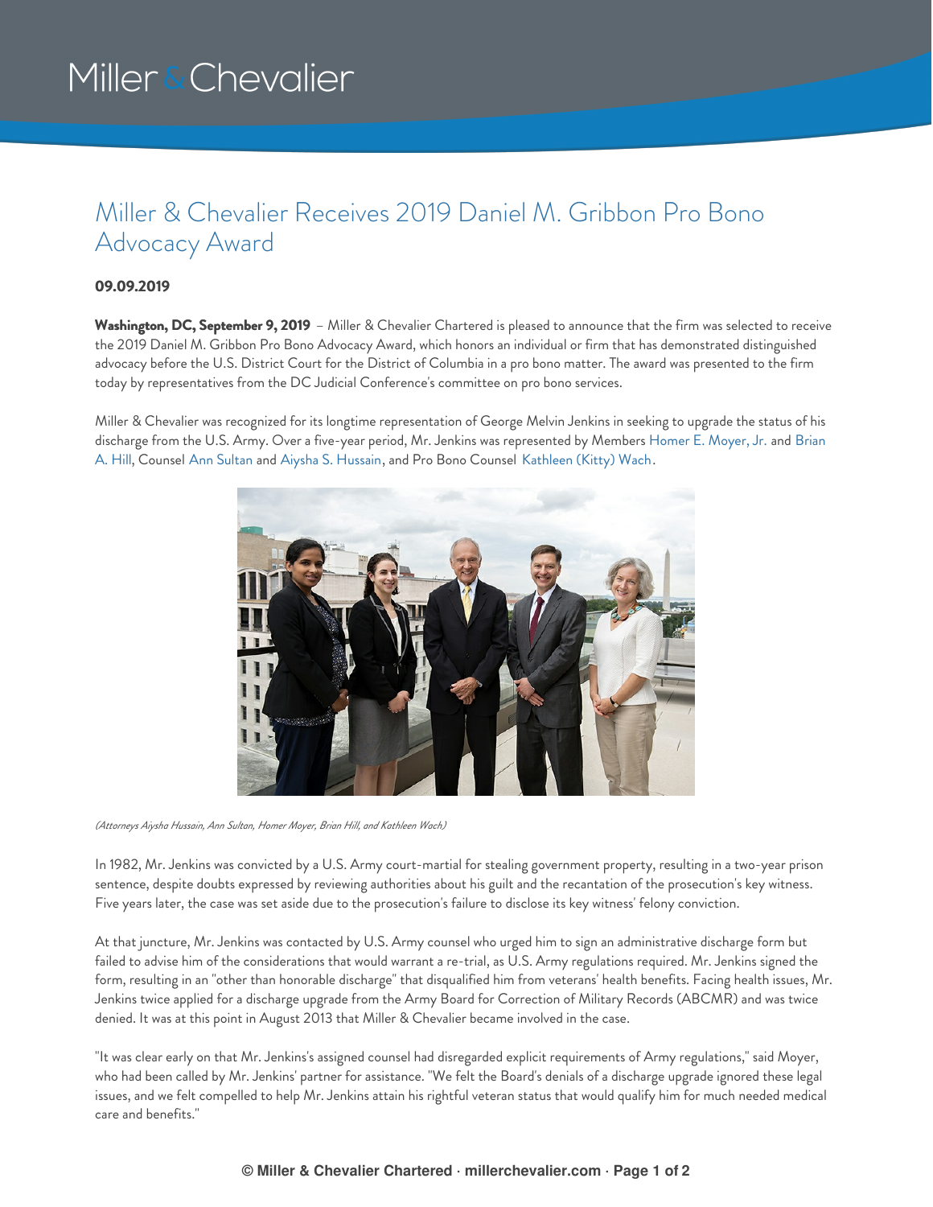# Miller & Chevalier Receives 2019 Daniel M. Gribbon Pro Bono Advocacy Award

**09.09.2019**

**Washington, DC, September 9, 2019** – Miller & Chevalier Chartered is pleased to announce that the firm was selected to receive the 2019 Daniel M. Gribbon Pro Bono Advocacy Award, which honors an individual or firm that has demonstrated distinguished advocacy before the U.S. District Court for the District of Columbia in a pro bono matter. The award was presented to the firm today by representatives from the DC Judicial Conference's committee on pro bono services.

Miller & Chevalier was recognized for its longtime representation of George Melvin Jenkins in seeking to upgrade the status of his discharge from the U.S. Army. Over a five-year period, Mr. Jenkins was represented by Members Homer E. Moyer, Jr. and Brian A. Hill, Counsel Ann Sultan and Aiysha S. Hussain, and Pro Bono Counsel Kathleen (Kitty) Wach.

*(Attorneys Aiysha Hussain, Ann Sultan, Homer Moyer, Brian Hill, and Kathleen Wach)*

In 1982, Mr. Jenkins was convicted by a U.S. Army court-martial for stealing government property, resulting in a two-year prison sentence, despite doubts expressed by reviewing authorities about his guilt and the recantation of the prosecution's key witness. Five years later, the case was set aside due to the prosecution's failure to disclose its key witness' felony conviction.

At that juncture, Mr. Jenkins was contacted by U.S. Army counsel who urged him to sign an administrative discharge form but failed to advise him of the considerations that would warrant a re-trial, as U.S. Army regulations required. Mr. Jenkins signed the form, resulting in an "other than honorable discharge" that disqualified him from veterans' health benefits. Facing health issues, Mr. Jenkins twice applied for a discharge upgrade from the Army Board for Correction of Military Records (ABCMR) and was twice denied. It was at this point in August 2013 that Miller & Chevalier became involved in the case.

"It was clear early on that Mr. Jenkins's assigned counsel had disregarded explicit requirements of Army regulations," said Moyer, who had been called by Mr. Jenkins' partner for assistance. "We felt the Board's denials of a discharge upgrade ignored these legal issues, and we felt compelled to help Mr. Jenkins attain his rightful veteran status that would qualify him for much needed medical care and benefits."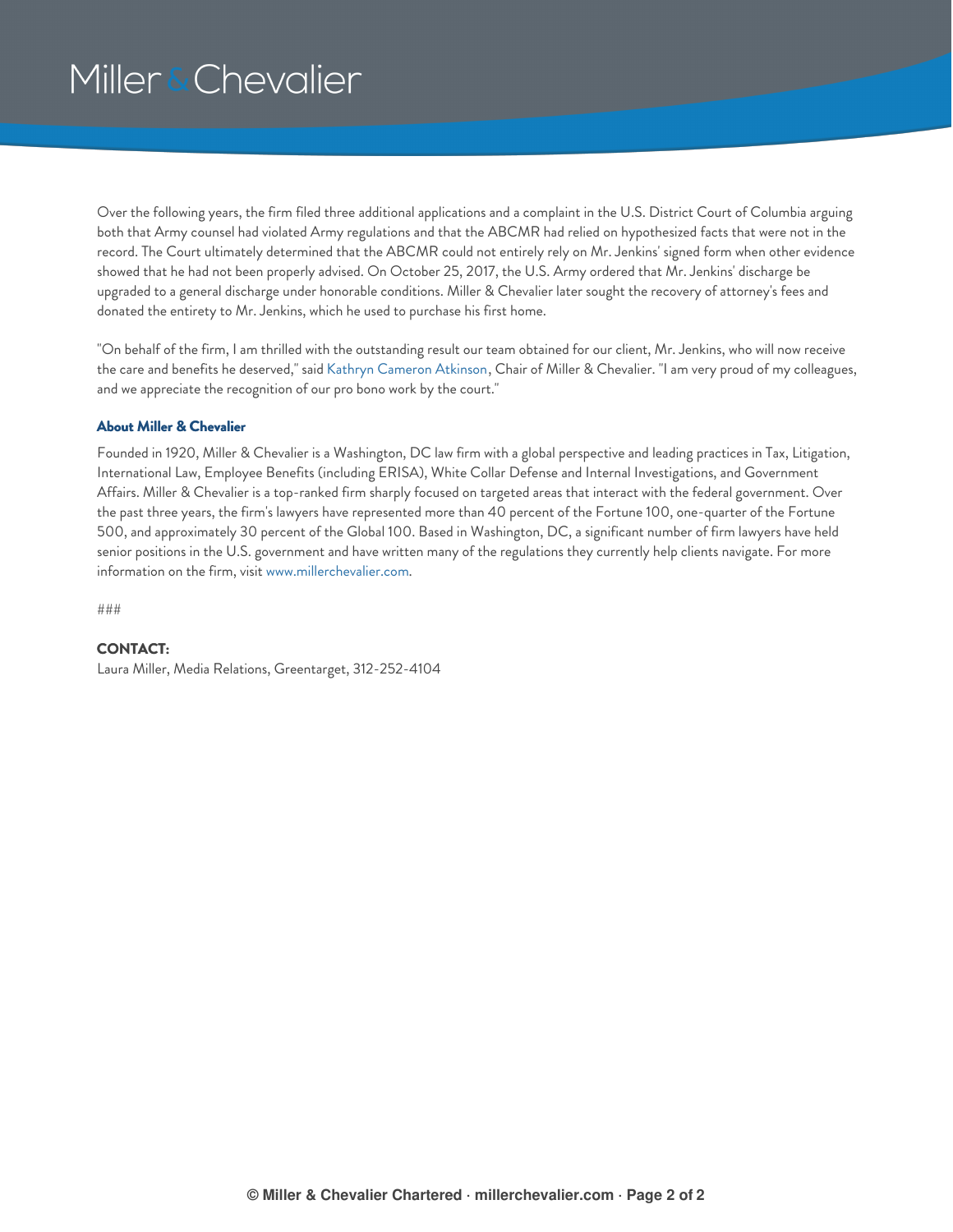Over the following years, the firm filed three additional applications and a complaint in the U.S. District Court of Columbia arguing both that Army counsel had violated Army regulations and that the ABCMR had relied on hypothesized facts that were not in the record. The Court ultimately determined that the ABCMR could not entirely rely on Mr. Jenkins' signed form when other evidence showed that he had not been properly advised. On October 25, 2017, the U.S. Army ordered that Mr. Jenkins' discharge be upgraded to a general discharge under honorable conditions. Miller & Chevalier later sought the recovery of attorney's fees and donated the entirety to Mr. Jenkins, which he used to purchase his first home.

"On behalf of the firm, I am thrilled with the outstanding result our team obtained for our client, Mr. Jenkins, who will now receive the care and benefits he deserved," said Kathryn Cameron Atkinson, Chair of Miller & Chevalier. "I am very proud of my colleagues, and we appreciate the recognition of our pro bono work by the court."

**About Miller & Chevalier**

Founded in 1920, Miller & Chevalier is a Washington, DC law firm with a global perspective and leading practices in Tax, Litigation, International Law, Employee Benefits (including ERISA), White Collar Defense and Internal Investigations, and Government Affairs. Miller & Chevalier is a top-ranked firm sharply focused on targeted areas that interact with the federal government. Over the past three years, the firm's lawyers have represented more than 40 percent of the Fortune 100, one-quarter of the Fortune 500, and approximately 30 percent of the Global 100. Based in Washington, DC, a significant number of firm lawyers have held senior positions in the U.S. government and have written many of the regulations they currently help clients navigate. For more information on the firm, visit www.millerchevalier.com.

###

**CONTACT:**
Laura Miller, Media Relations, Greentarget, 312-252-4104